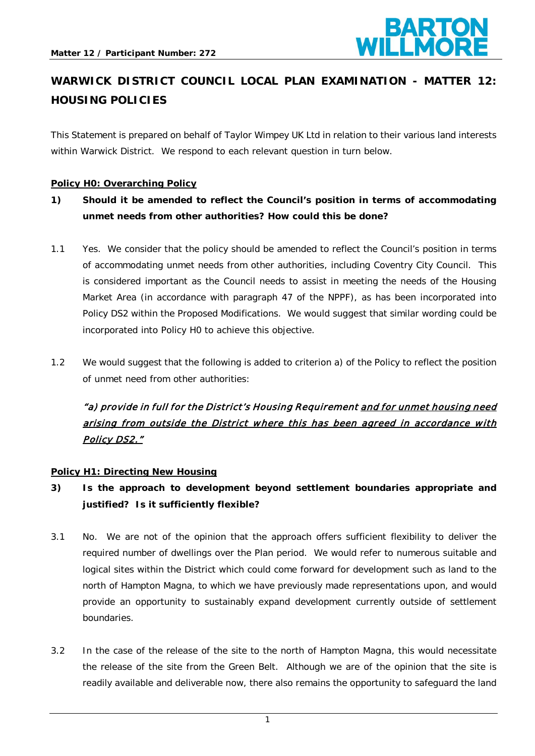**Matter 12 / Participant Number: 272**

# WARWICK DISTRICT COUNCIL LOCAL PLAN EXAMINATION - MATTER 12: HOUSING POLICIES

This Statement is prepared on behalf of Taylor Wimpey UK Ltd in relation to their various land interests within Warwick District. We respond to each relevant question in turn below.

## Policy H0: Overarching Policy

**1) Should it be amended to reflect the Council's position in terms of accommodating unmet needs from other authorities? How could this be done?**

1.1 Yes. We consider that the policy should be amended to reflect the Council's position in terms of accommodating unmet needs from other authorities, including Coventry City Council. This is considered important as the Council needs to assist in meeting the needs of the Housing Market Area (in accordance with paragraph 47 of the NPPF), as has been incorporated into Policy DS2 within the Proposed Modifications. We would suggest that similar wording could be incorporated into Policy H0 to achieve this objective.

1.2 We would suggest that the following is added to criterion a) of the Policy to reflect the position of unmet need from other authorities:

*"a) provide in full for the District's Housing Requirement <u>and for unmet housing need arising from outside the District where this has been agreed in accordance with Policy DS2."</u>*

## Policy H1: Directing New Housing

**3) Is the approach to development beyond settlement boundaries appropriate and justified? Is it sufficiently flexible?**

3.1 No. We are not of the opinion that the approach offers sufficient flexibility to deliver the required number of dwellings over the Plan period. We would refer to numerous suitable and logical sites within the District which could come forward for development such as land to the north of Hampton Magna, to which we have previously made representations upon, and would provide an opportunity to sustainably expand development currently outside of settlement boundaries.

3.2 In the case of the release of the site to the north of Hampton Magna, this would necessitate the release of the site from the Green Belt. Although we are of the opinion that the site is readily available and deliverable now, there also remains the opportunity to safeguard the land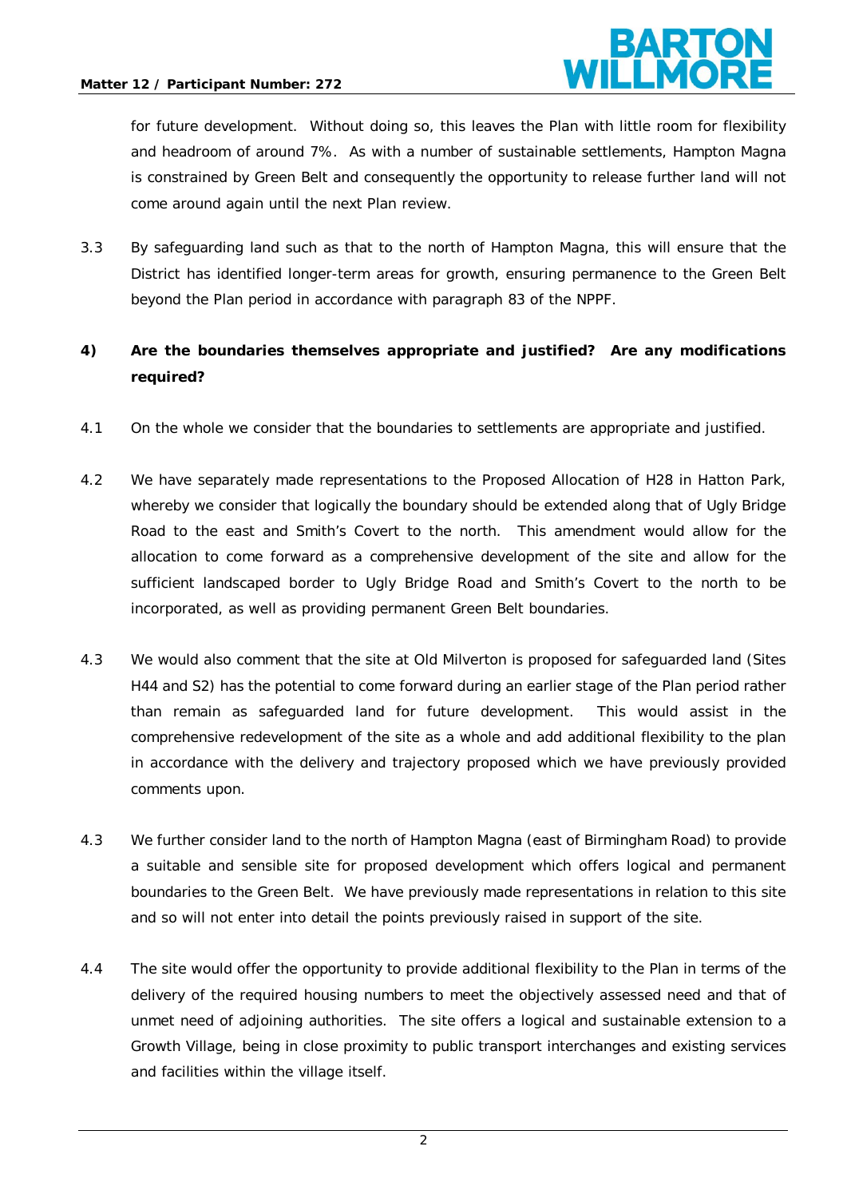for future development. Without doing so, this leaves the Plan with little room for flexibility and headroom of around 7%. As with a number of sustainable settlements, Hampton Magna is constrained by Green Belt and consequently the opportunity to release further land will not come around again until the next Plan review.

3.3 By safeguarding land such as that to the north of Hampton Magna, this will ensure that the District has identified longer-term areas for growth, ensuring permanence to the Green Belt beyond the Plan period in accordance with paragraph 83 of the NPPF.

**4) Are the boundaries themselves appropriate and justified? Are any modifications required?**

4.1 On the whole we consider that the boundaries to settlements are appropriate and justified.

4.2 We have separately made representations to the Proposed Allocation of H28 in Hatton Park, whereby we consider that logically the boundary should be extended along that of Ugly Bridge Road to the east and Smith's Covert to the north. This amendment would allow for the allocation to come forward as a comprehensive development of the site and allow for the sufficient landscaped border to Ugly Bridge Road and Smith's Covert to the north to be incorporated, as well as providing permanent Green Belt boundaries.

4.3 We would also comment that the site at Old Milverton is proposed for safeguarded land (Sites H44 and S2) has the potential to come forward during an earlier stage of the Plan period rather than remain as safeguarded land for future development. This would assist in the comprehensive redevelopment of the site as a whole and add additional flexibility to the plan in accordance with the delivery and trajectory proposed which we have previously provided comments upon.

4.3 We further consider land to the north of Hampton Magna (east of Birmingham Road) to provide a suitable and sensible site for proposed development which offers logical and permanent boundaries to the Green Belt. We have previously made representations in relation to this site and so will not enter into detail the points previously raised in support of the site.

4.4 The site would offer the opportunity to provide additional flexibility to the Plan in terms of the delivery of the required housing numbers to meet the objectively assessed need and that of unmet need of adjoining authorities. The site offers a logical and sustainable extension to a Growth Village, being in close proximity to public transport interchanges and existing services and facilities within the village itself.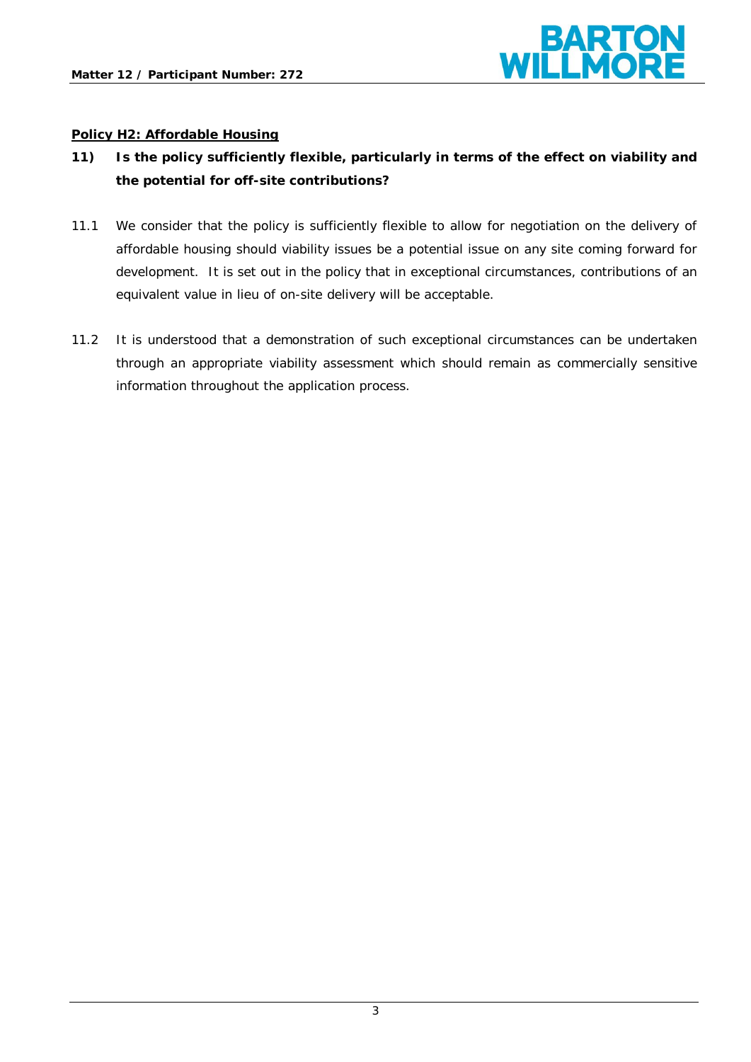**Policy H2: Affordable Housing**

**11) Is the policy sufficiently flexible, particularly in terms of the effect on viability and the potential for off-site contributions?**

11.1 We consider that the policy is sufficiently flexible to allow for negotiation on the delivery of affordable housing should viability issues be a potential issue on any site coming forward for development. It is set out in the policy that in exceptional circumstances, contributions of an equivalent value in lieu of on-site delivery will be acceptable.

11.2 It is understood that a demonstration of such exceptional circumstances can be undertaken through an appropriate viability assessment which should remain as commercially sensitive information throughout the application process.